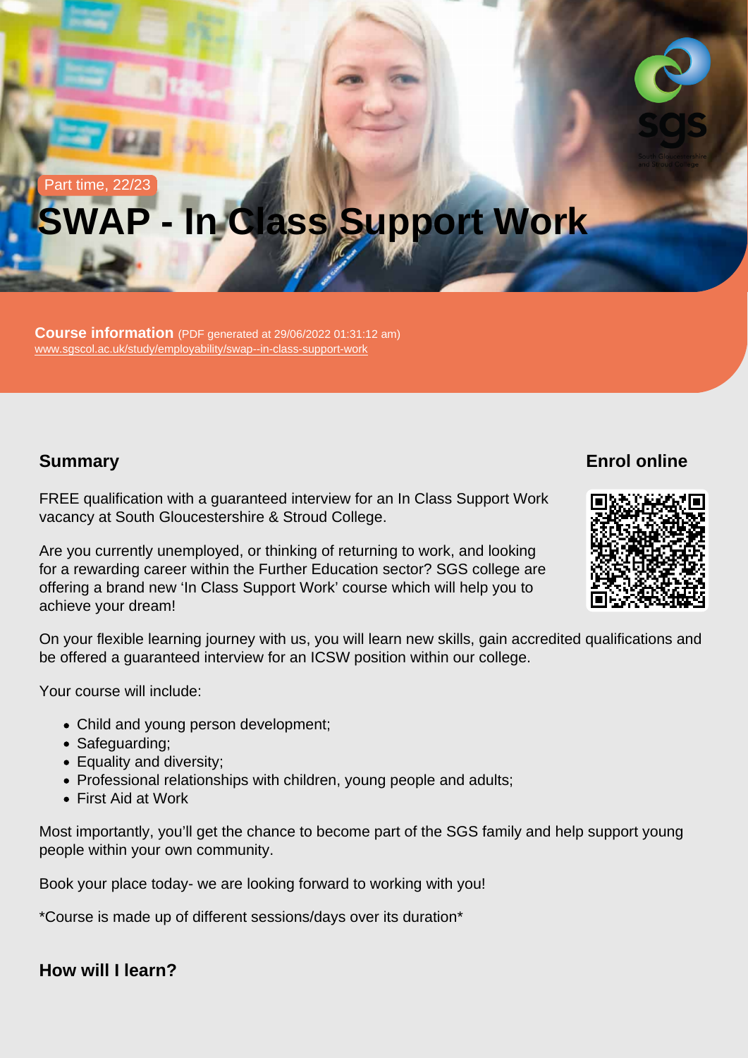Part time, 22/23

# SWAP - In Class Support Work

**Course information** (PDF generated at 29/06/2022 01:31:12 am)
www.sgscol.ac.uk/study/employability/swap--in-class-support-work

## Summary

FREE qualification with a guaranteed interview for an In Class Support Work vacancy at South Gloucestershire & Stroud College.

Are you currently unemployed, or thinking of returning to work, and looking for a rewarding career within the Further Education sector? SGS college are offering a brand new 'In Class Support Work' course which will help you to achieve your dream!

On your flexible learning journey with us, you will learn new skills, gain accredited qualifications and be offered a guaranteed interview for an ICSW position within our college.

Your course will include:

- Child and young person development;
- Safeguarding;
- Equality and diversity;
- Professional relationships with children, young people and adults;
- First Aid at Work

Most importantly, you'll get the chance to become part of the SGS family and help support young people within your own community.

Book your place today- we are looking forward to working with you!

*Course is made up of different sessions/days over its duration*

## Enrol online

## How will I learn?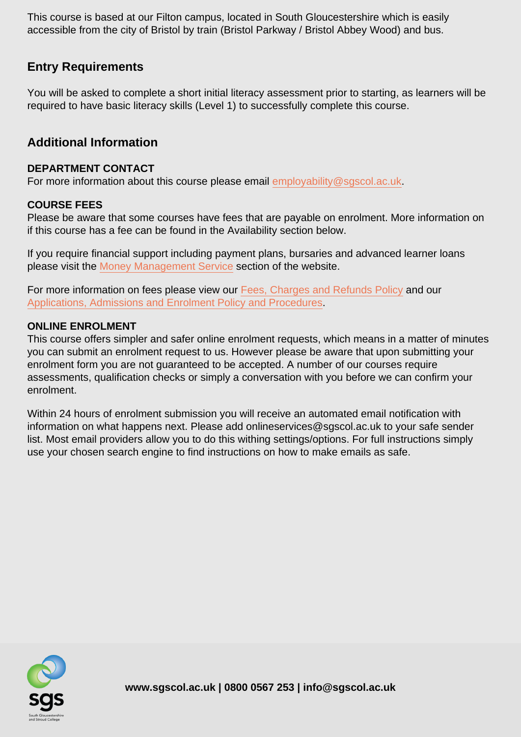This course is based at our Filton campus, located in South Gloucestershire which is easily accessible from the city of Bristol by train (Bristol Parkway / Bristol Abbey Wood) and bus.

## Entry Requirements

You will be asked to complete a short initial literacy assessment prior to starting, as learners will be required to have basic literacy skills (Level 1) to successfully complete this course.

## Additional Information

**DEPARTMENT CONTACT**
For more information about this course please email employability@sgscol.ac.uk.

**COURSE FEES**
Please be aware that some courses have fees that are payable on enrolment. More information on if this course has a fee can be found in the Availability section below.

If you require financial support including payment plans, bursaries and advanced learner loans please visit the Money Management Service section of the website.

For more information on fees please view our Fees, Charges and Refunds Policy and our Applications, Admissions and Enrolment Policy and Procedures.

**ONLINE ENROLMENT**
This course offers simpler and safer online enrolment requests, which means in a matter of minutes you can submit an enrolment request to us. However please be aware that upon submitting your enrolment form you are not guaranteed to be accepted. A number of our courses require assessments, qualification checks or simply a conversation with you before we can confirm your enrolment.

Within 24 hours of enrolment submission you will receive an automated email notification with information on what happens next. Please add onlineservices@sgscol.ac.uk to your safe sender list. Most email providers allow you to do this withing settings/options. For full instructions simply use your chosen search engine to find instructions on how to make emails as safe.